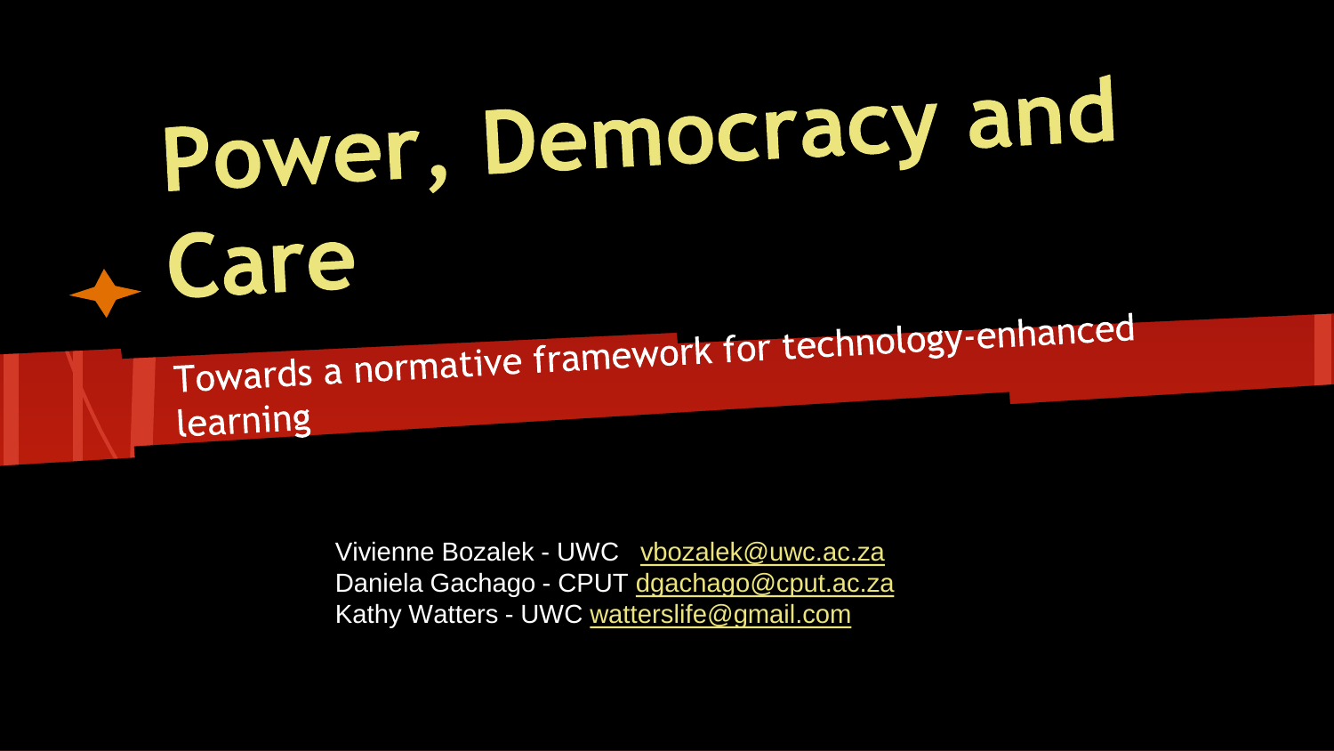# Power, Democracy and Care

## Towards a normative framework for technology-enhanced learning

Vivienne Bozalek - UWC vbozalek@uwc.ac.za
Daniela Gachago - CPUT dgachago@cput.ac.za
Kathy Watters - UWC watterslife@gmail.com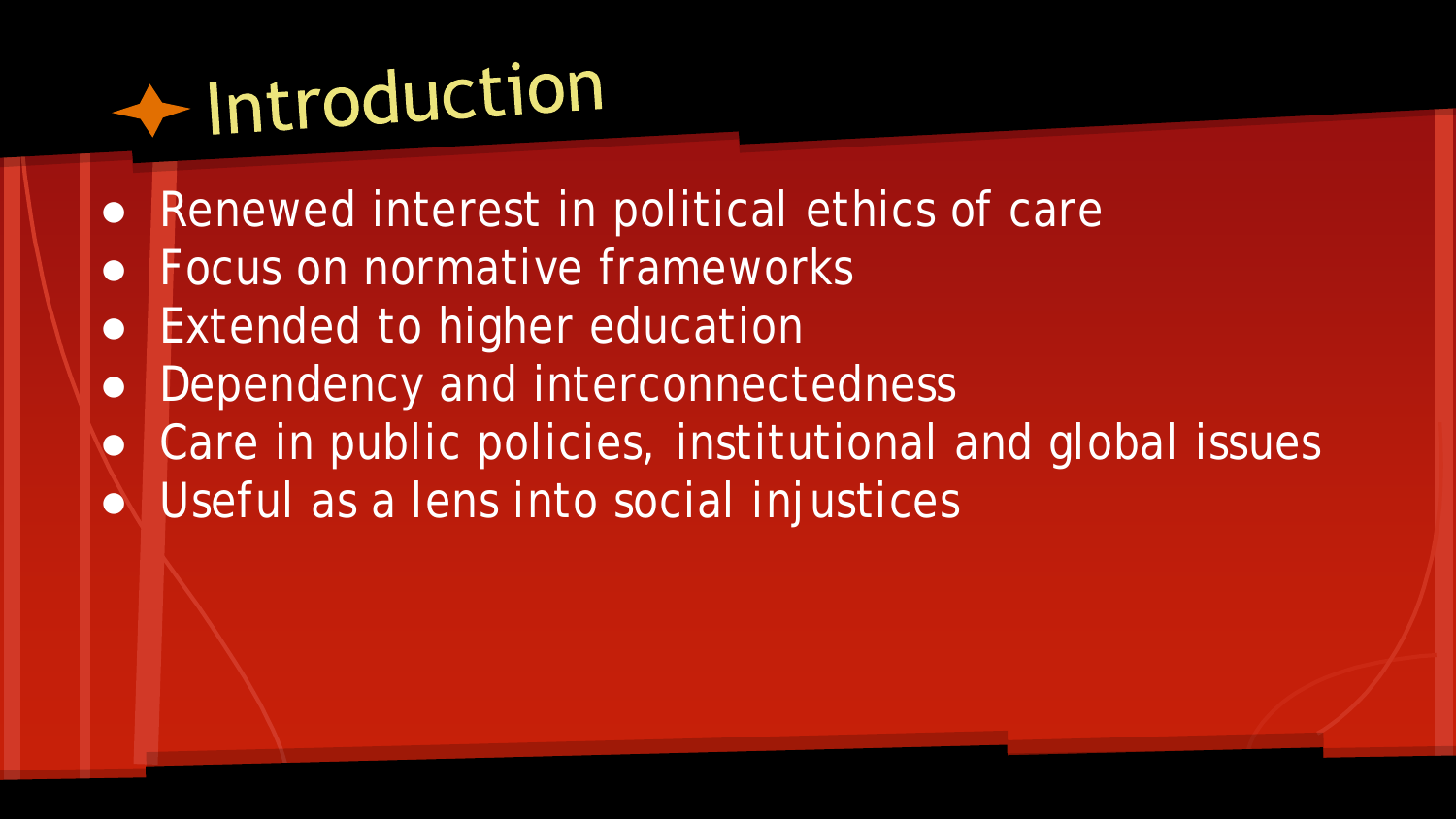# Introduction

- Renewed interest in political ethics of care
- Focus on normative frameworks
- Extended to higher education
- Dependency and interconnectedness
- Care in public policies, institutional and global issues
- Useful as a lens into social injustices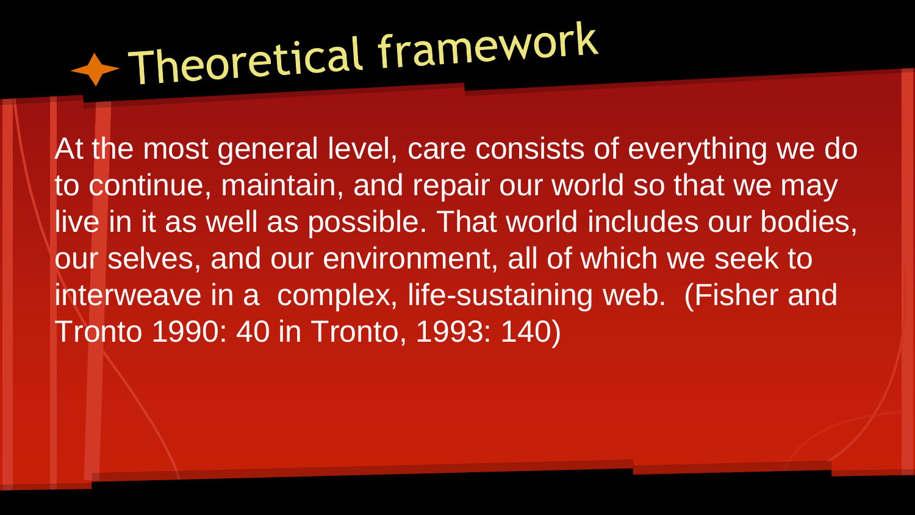# Theoretical framework

At the most general level, care consists of everything we do to continue, maintain, and repair our world so that we may live in it as well as possible. That world includes our bodies, our selves, and our environment, all of which we seek to interweave in a complex, life-sustaining web. (Fisher and Tronto 1990: 40 in Tronto, 1993: 140)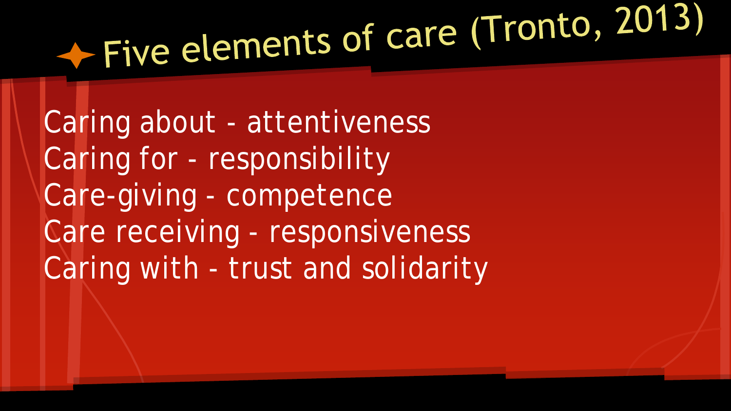# Five elements of care (Tronto, 2013)

Caring about - attentiveness
Caring for - responsibility
Care-giving - competence
Care receiving - responsiveness
Caring with - trust and solidarity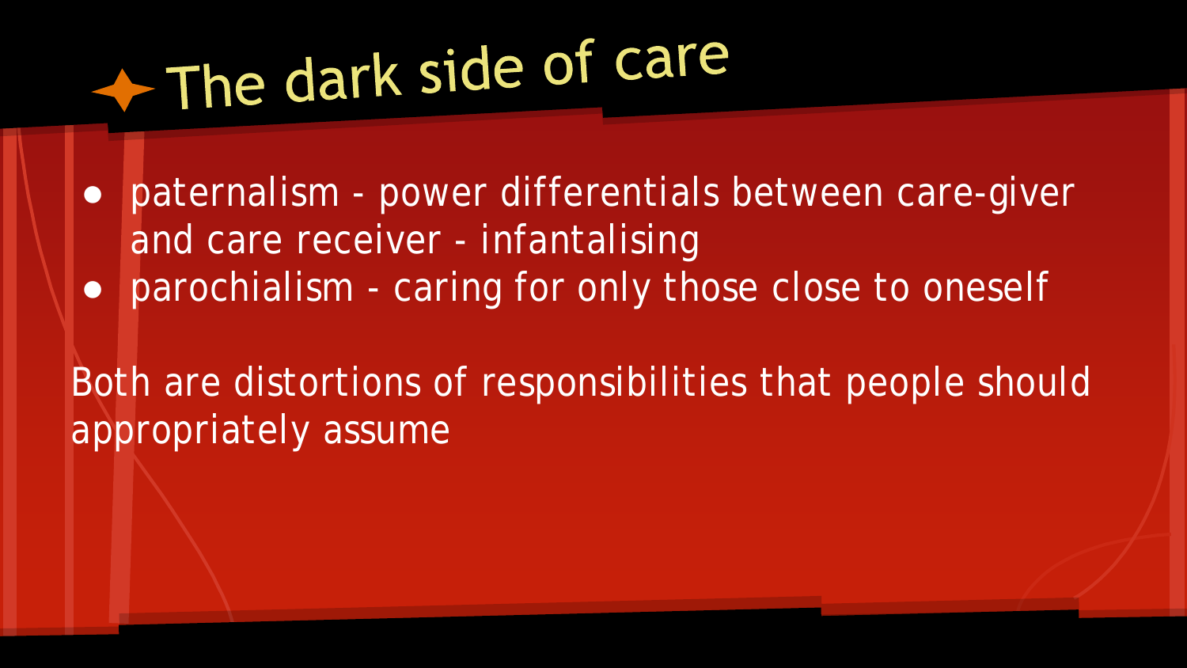# The dark side of care

- paternalism - power differentials between care-giver and care receiver - infantalising
- parochialism - caring for only those close to oneself

Both are distortions of responsibilities that people should appropriately assume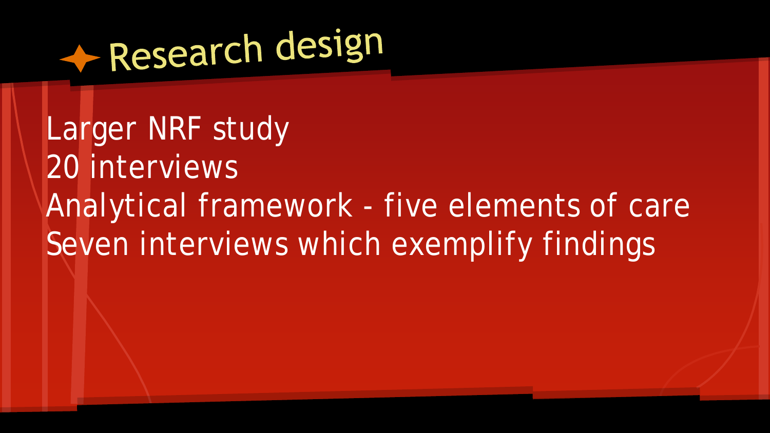# Research design

Larger NRF study
20 interviews
Analytical framework - five elements of care
Seven interviews which exemplify findings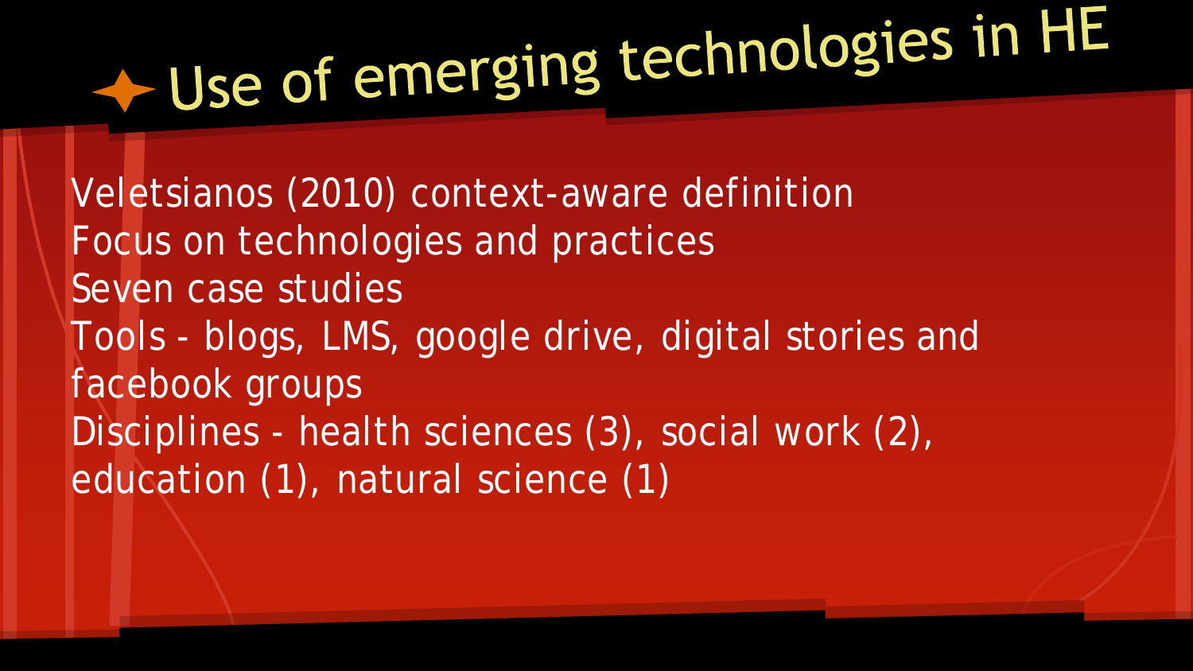# Use of emerging technologies in HE

Veletsianos (2010) context-aware definition
Focus on technologies and practices
Seven case studies
Tools - blogs, LMS, google drive, digital stories and facebook groups
Disciplines - health sciences (3), social work (2), education (1), natural science (1)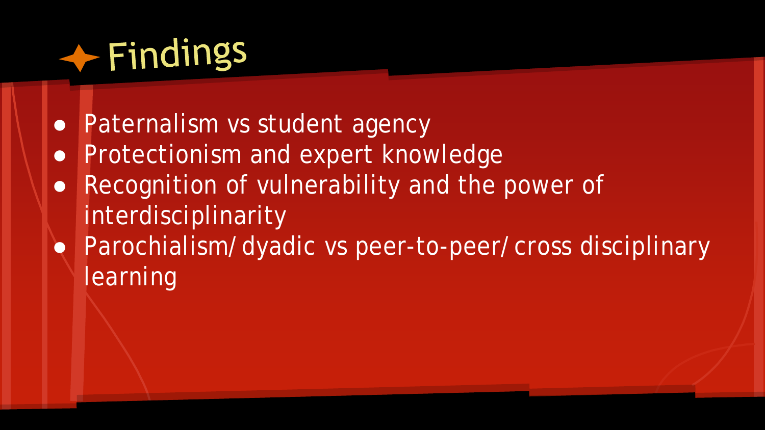# Findings

- Paternalism vs student agency
- Protectionism and expert knowledge
- Recognition of vulnerability and the power of interdisciplinarity
- Parochialism/ dyadic vs peer-to-peer/ cross disciplinary learning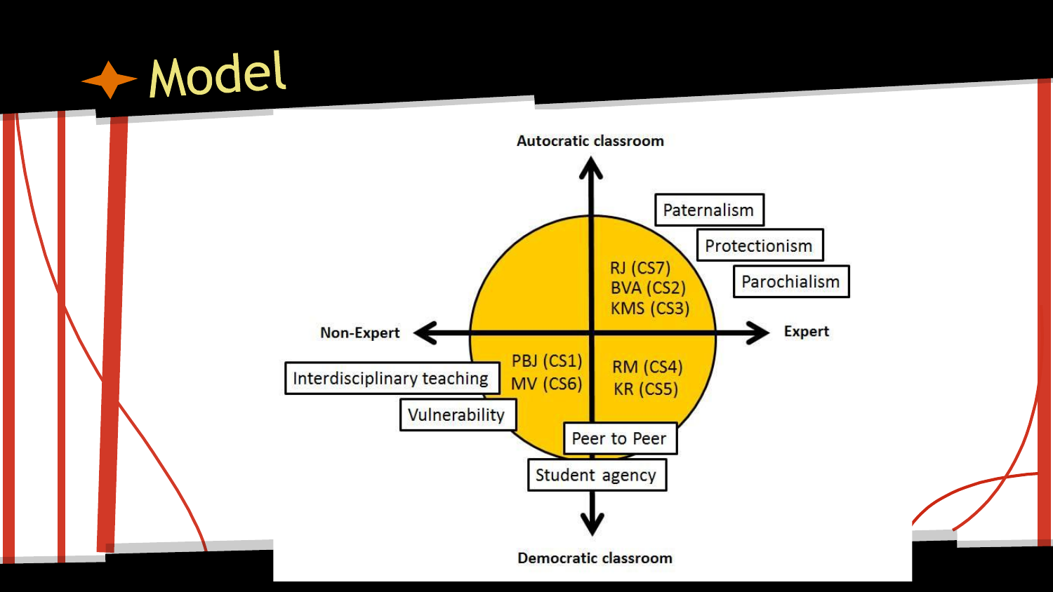# Model

Autocratic classroom

Non-Expert

Expert

Democratic classroom

RJ (CS7)
BVA (CS2)
KMS (CS3)

PBJ (CS1)
MV (CS6)

RM (CS4)
KR (CS5)

Paternalism

Protectionism

Parochialism

Interdisciplinary teaching

Vulnerability

Peer to Peer

Student agency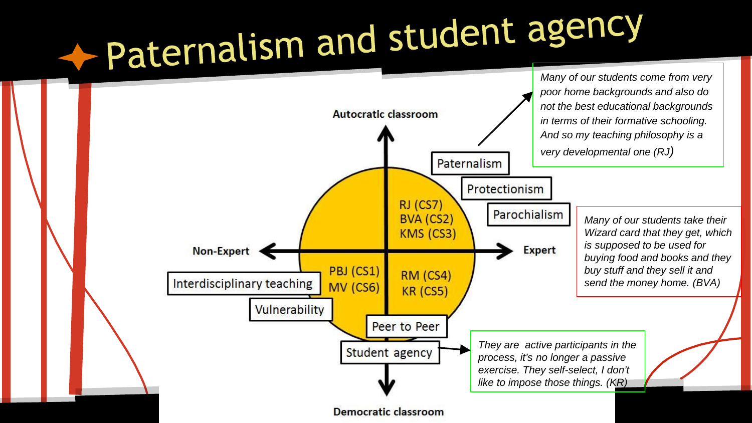# Paternalism and student agency

**Autocratic classroom**

**Non-Expert** ⟷ **Expert**

**Democratic classroom**

RJ (CS7)
BVA (CS2)
KMS (CS3)

PBJ (CS1)
MV (CS6)

RM (CS4)
KR (CS5)

Paternalism

Protectionism

Parochialism

Interdisciplinary teaching

Vulnerability

Peer to Peer

Student agency

*Many of our students come from very poor home backgrounds and also do not the best educational backgrounds in terms of their formative schooling. And so my teaching philosophy is a very developmental one (RJ)*

*Many of our students take their Wizard card that they get, which is supposed to be used for buying food and books and they buy stuff and they sell it and send the money home. (BVA)*

*They are active participants in the process, it's no longer a passive exercise. They self-select, I don't like to impose those things. (KR)*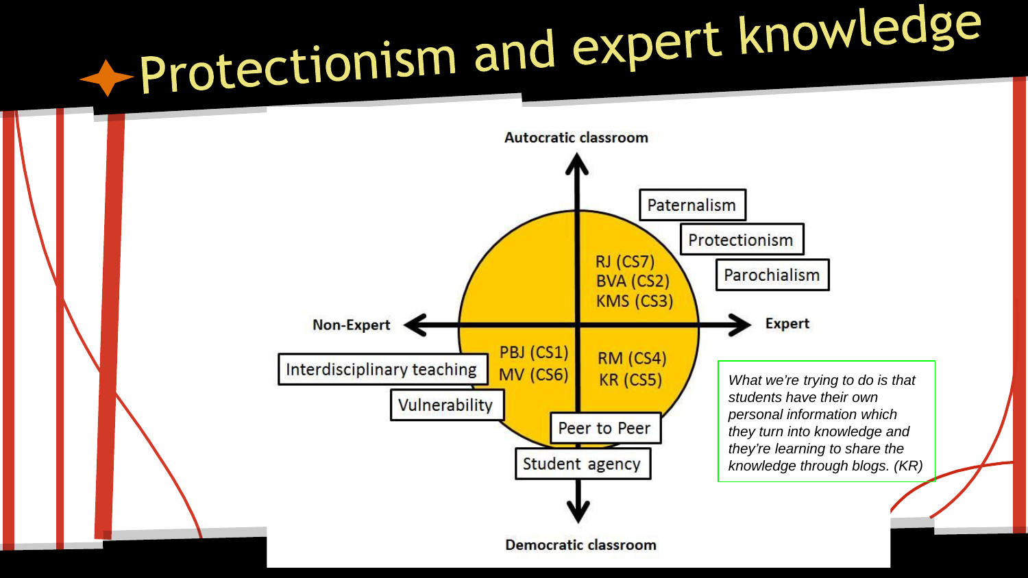# Protectionism and expert knowledge

Autocratic classroom

Paternalism

Protectionism

Parochialism

RJ (CS7)
BVA (CS2)
KMS (CS3)

Non-Expert

Expert

PBJ (CS1)
MV (CS6)

RM (CS4)
KR (CS5)

Interdisciplinary teaching

Vulnerability

Peer to Peer

Student agency

Democratic classroom

*What we're trying to do is that students have their own personal information which they turn into knowledge and they're learning to share the knowledge through blogs. (KR)*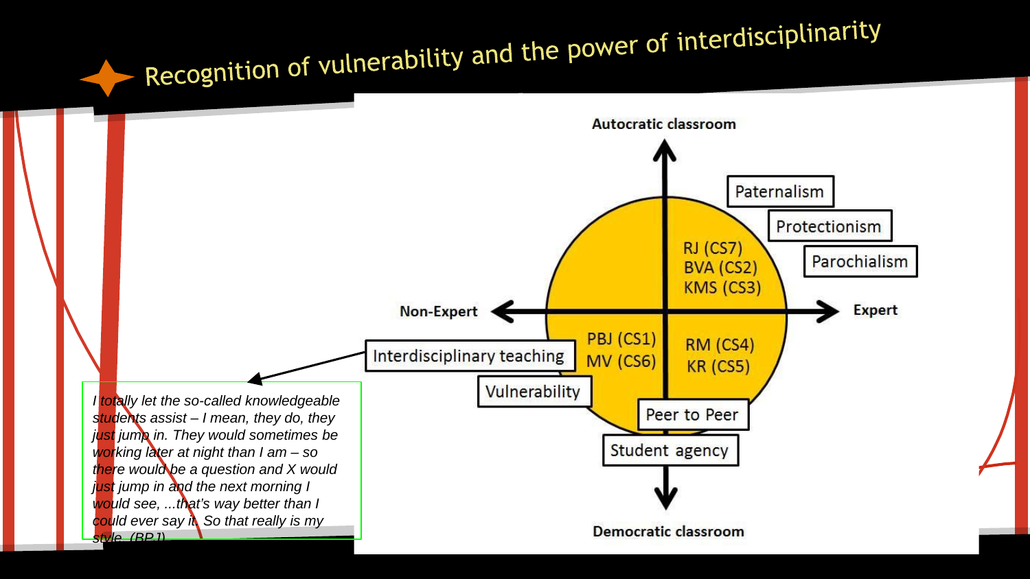# Recognition of vulnerability and the power of interdisciplinarity

Autocratic classroom

Paternalism

Protectionism

Parochialism

RJ (CS7)
BVA (CS2)
KMS (CS3)

Non-Expert

Expert

PBJ (CS1)
MV (CS6)

RM (CS4)
KR (CS5)

Interdisciplinary teaching

Vulnerability

Peer to Peer

Student agency

Democratic classroom

*I totally let the so-called knowledgeable students assist – I mean, they do, they just jump in. They would sometimes be working later at night than I am – so there would be a question and X would just jump in and the next morning I would see, ...that's way better than I could ever say it. So that really is my style. (BPJ)*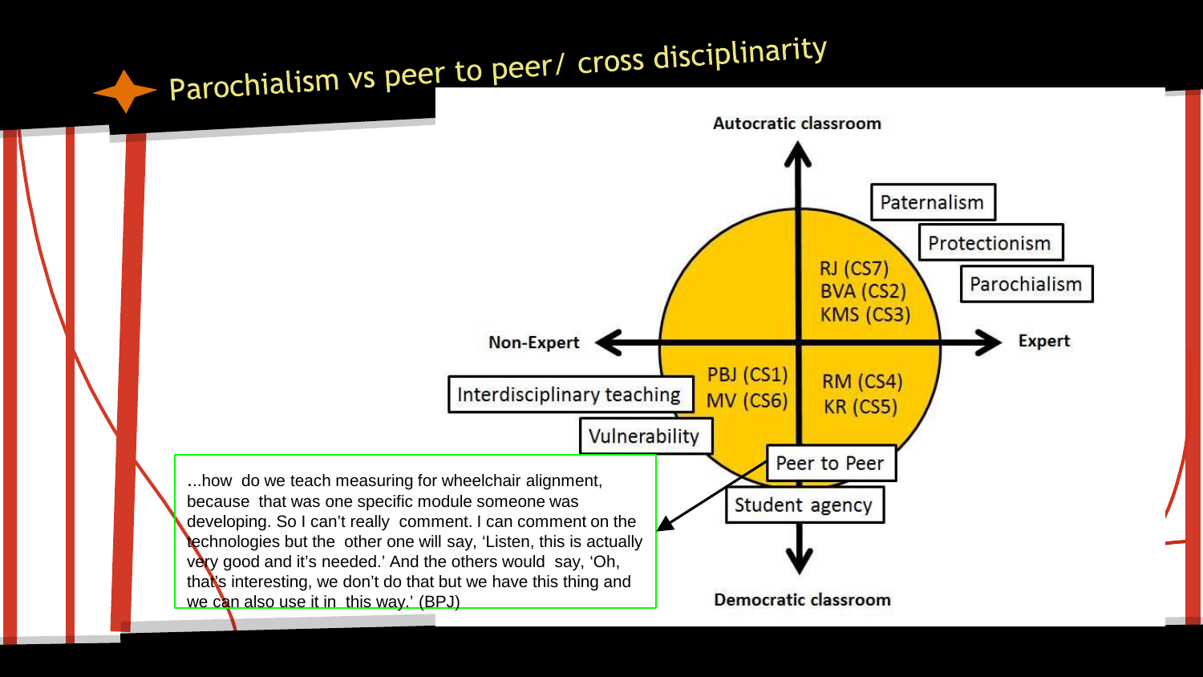# Parochialism vs peer to peer/ cross disciplinarity

Autocratic classroom

Paternalism

Protectionism

Parochialism

RJ (CS7)
BVA (CS2)
KMS (CS3)

Non-Expert

Expert

Interdisciplinary teaching

PBJ (CS1)
MV (CS6)

RM (CS4)
KR (CS5)

Vulnerability

Peer to Peer

Student agency

Democratic classroom

...how do we teach measuring for wheelchair alignment, because that was one specific module someone was developing. So I can't really comment. I can comment on the technologies but the other one will say, 'Listen, this is actually very good and it's needed.' And the others would say, 'Oh, that's interesting, we don't do that but we have this thing and we can also use it in this way.' (BPJ)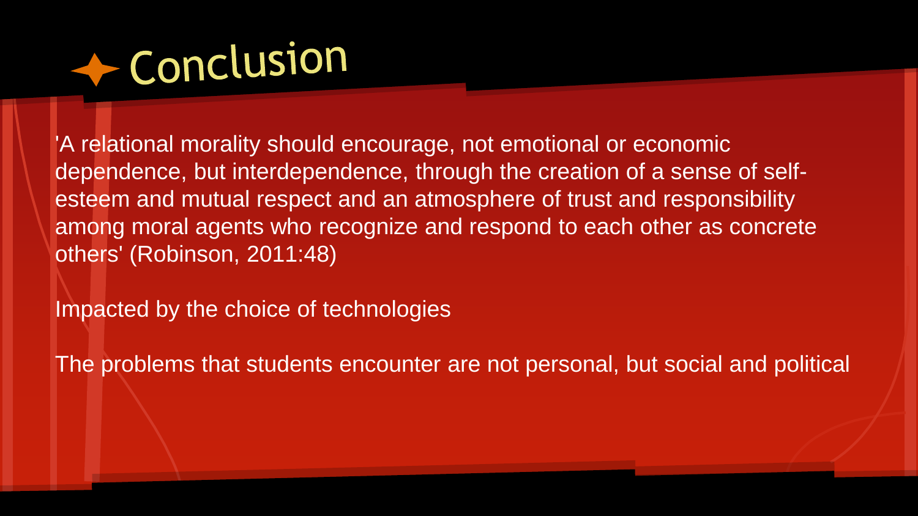# Conclusion

'A relational morality should encourage, not emotional or economic dependence, but interdependence, through the creation of a sense of self-esteem and mutual respect and an atmosphere of trust and responsibility among moral agents who recognize and respond to each other as concrete others' (Robinson, 2011:48)

Impacted by the choice of technologies

The problems that students encounter are not personal, but social and political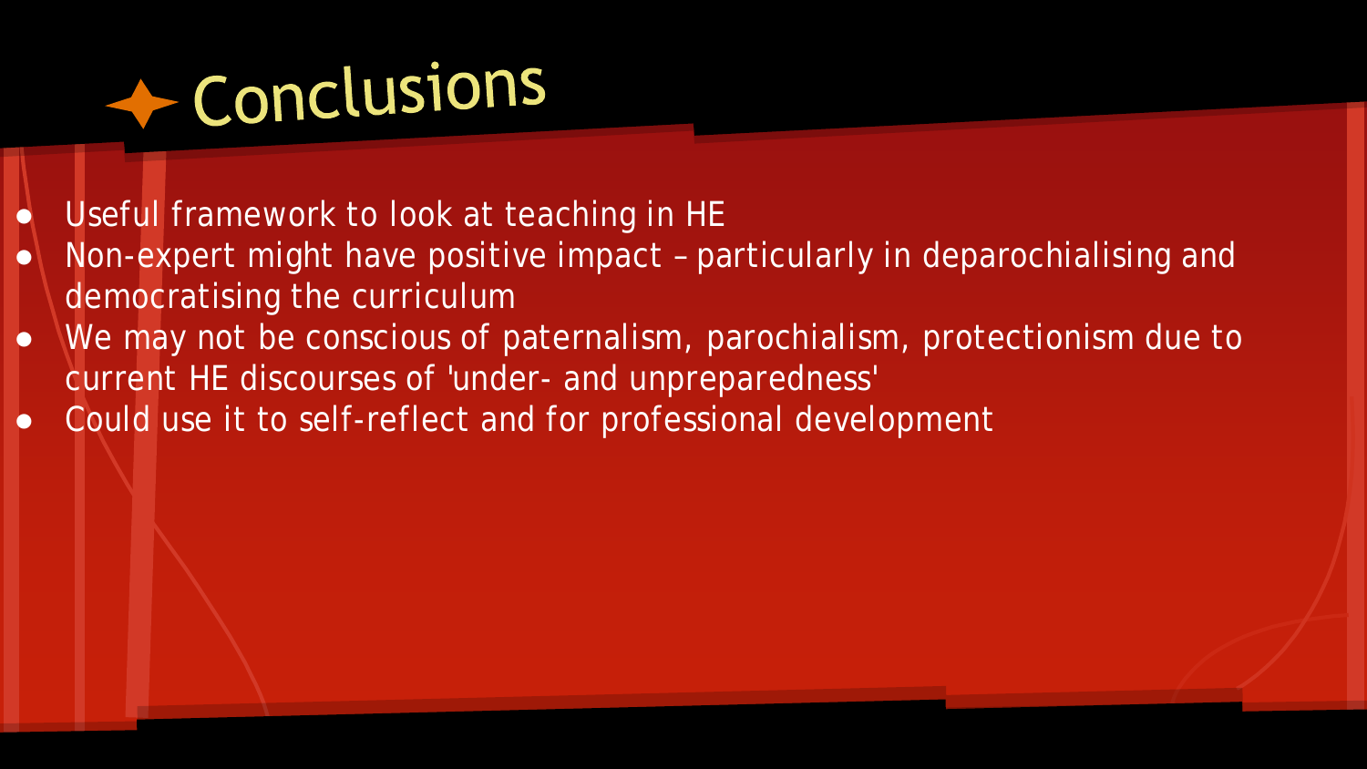# Conclusions

- Useful framework to look at teaching in HE
- Non-expert might have positive impact – particularly in deparochialising and democratising the curriculum
- We may not be conscious of paternalism, parochialism, protectionism due to current HE discourses of 'under- and unpreparedness'
- Could use it to self-reflect and for professional development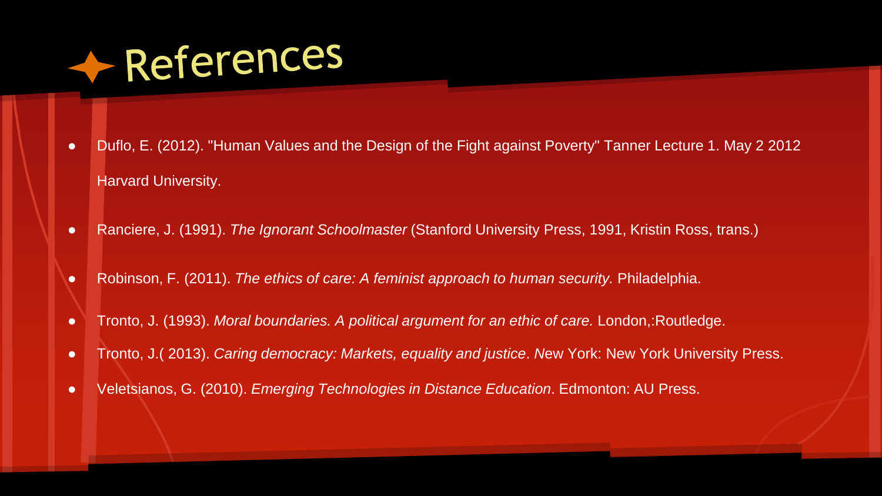# References

- Duflo, E. (2012). "Human Values and the Design of the Fight against Poverty" Tanner Lecture 1. May 2 2012 Harvard University.
- Ranciere, J. (1991). *The Ignorant Schoolmaster* (Stanford University Press, 1991, Kristin Ross, trans.)
- Robinson, F. (2011). *The ethics of care: A feminist approach to human security.* Philadelphia.
- Tronto, J. (1993). *Moral boundaries. A political argument for an ethic of care.* London,:Routledge.
- Tronto, J.( 2013). *Caring democracy: Markets, equality and justice*. New York: New York University Press.
- Veletsianos, G. (2010). *Emerging Technologies in Distance Education*. Edmonton: AU Press.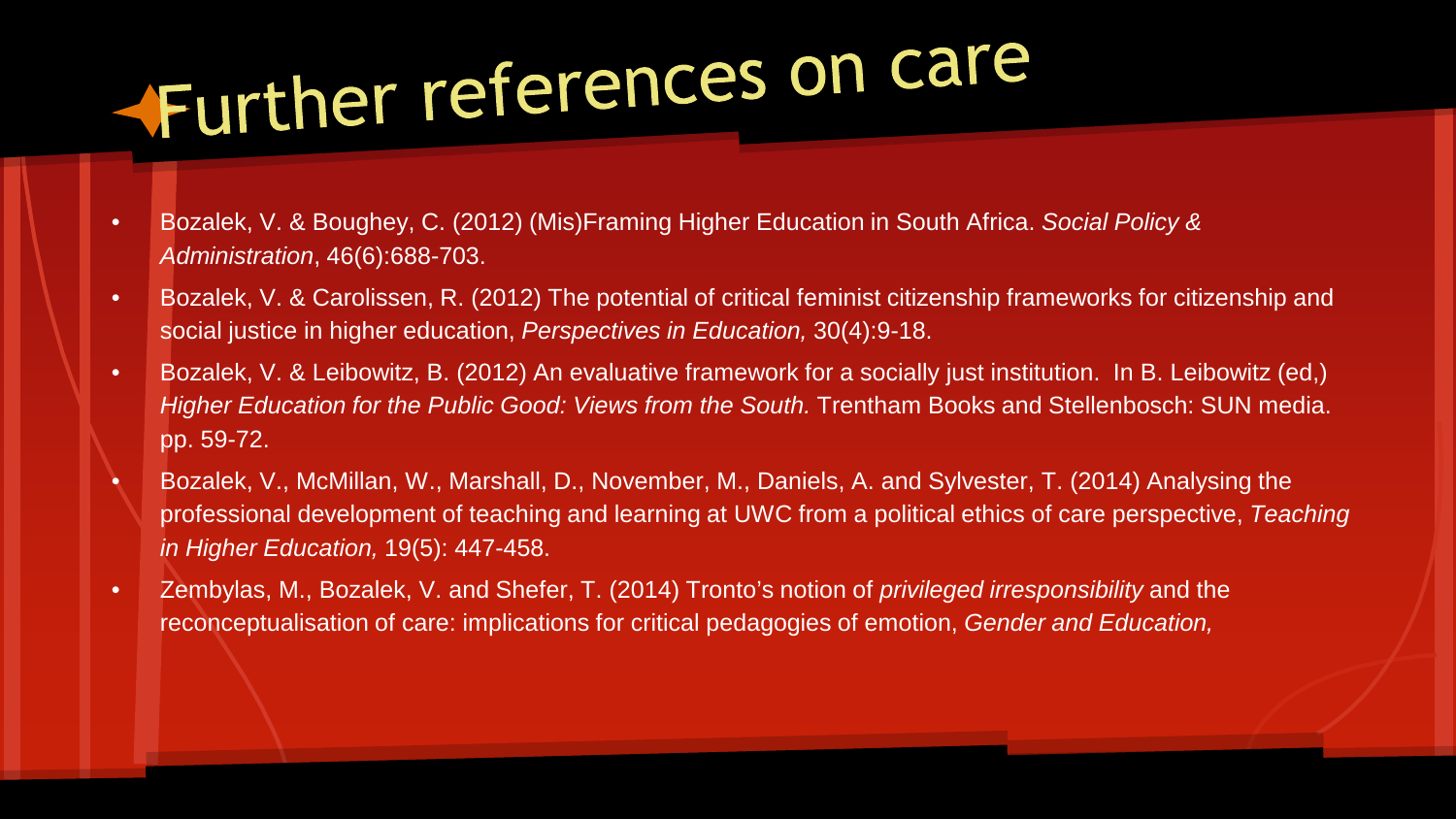# Further references on care

- Bozalek, V. & Boughey, C. (2012) (Mis)Framing Higher Education in South Africa. *Social Policy & Administration*, 46(6):688-703.
- Bozalek, V. & Carolissen, R. (2012) The potential of critical feminist citizenship frameworks for citizenship and social justice in higher education, *Perspectives in Education,* 30(4):9-18.
- Bozalek, V. & Leibowitz, B. (2012) An evaluative framework for a socially just institution. In B. Leibowitz (ed,) *Higher Education for the Public Good: Views from the South.* Trentham Books and Stellenbosch: SUN media. pp. 59-72.
- Bozalek, V., McMillan, W., Marshall, D., November, M., Daniels, A. and Sylvester, T. (2014) Analysing the professional development of teaching and learning at UWC from a political ethics of care perspective, *Teaching in Higher Education,* 19(5): 447-458.
- Zembylas, M., Bozalek, V. and Shefer, T. (2014) Tronto's notion of *privileged irresponsibility* and the reconceptualisation of care: implications for critical pedagogies of emotion, *Gender and Education,*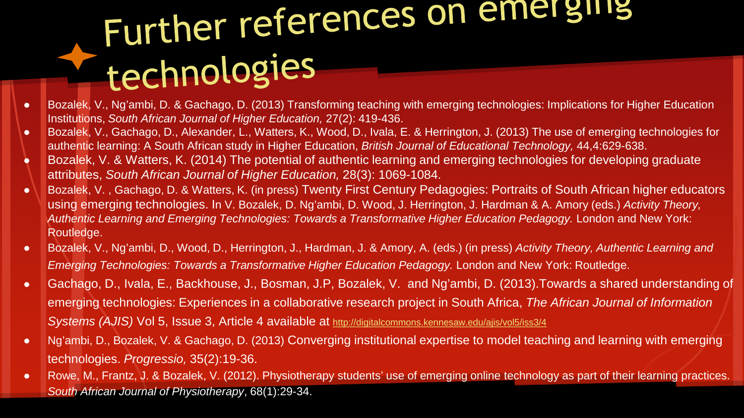# Further references on emerging technologies

- Bozalek, V., Ng'ambi, D. & Gachago, D. (2013) Transforming teaching with emerging technologies: Implications for Higher Education Institutions, *South African Journal of Higher Education,* 27(2): 419-436.
- Bozalek, V., Gachago, D., Alexander, L., Watters, K., Wood, D., Ivala, E. & Herrington, J. (2013) The use of emerging technologies for authentic learning: A South African study in Higher Education, *British Journal of Educational Technology,* 44,4:629-638.
- Bozalek, V. & Watters, K. (2014) The potential of authentic learning and emerging technologies for developing graduate attributes, *South African Journal of Higher Education,* 28(3): 1069-1084.
- Bozalek, V. , Gachago, D. & Watters, K. (in press) Twenty First Century Pedagogies: Portraits of South African higher educators using emerging technologies. In V. Bozalek, D. Ng'ambi, D. Wood, J. Herrington, J. Hardman & A. Amory (eds.) *Activity Theory, Authentic Learning and Emerging Technologies: Towards a Transformative Higher Education Pedagogy.* London and New York: Routledge.
- Bozalek, V., Ng'ambi, D., Wood, D., Herrington, J., Hardman, J. & Amory, A. (eds.) (in press) *Activity Theory, Authentic Learning and Emerging Technologies: Towards a Transformative Higher Education Pedagogy.* London and New York: Routledge.
- Gachago, D., Ivala, E., Backhouse, J., Bosman, J.P, Bozalek, V. and Ng'ambi, D. (2013).Towards a shared understanding of emerging technologies: Experiences in a collaborative research project in South Africa, *The African Journal of Information Systems (AJIS)* Vol 5, Issue 3, Article 4 available at http://digitalcommons.kennesaw.edu/ajis/vol5/iss3/4
- Ng'ambi, D., Bozalek, V. & Gachago, D. (2013) Converging institutional expertise to model teaching and learning with emerging technologies. *Progressio,* 35(2):19-36.
- Rowe, M., Frantz, J. & Bozalek, V. (2012). Physiotherapy students' use of emerging online technology as part of their learning practices. *South African Journal of Physiotherapy*, 68(1):29-34.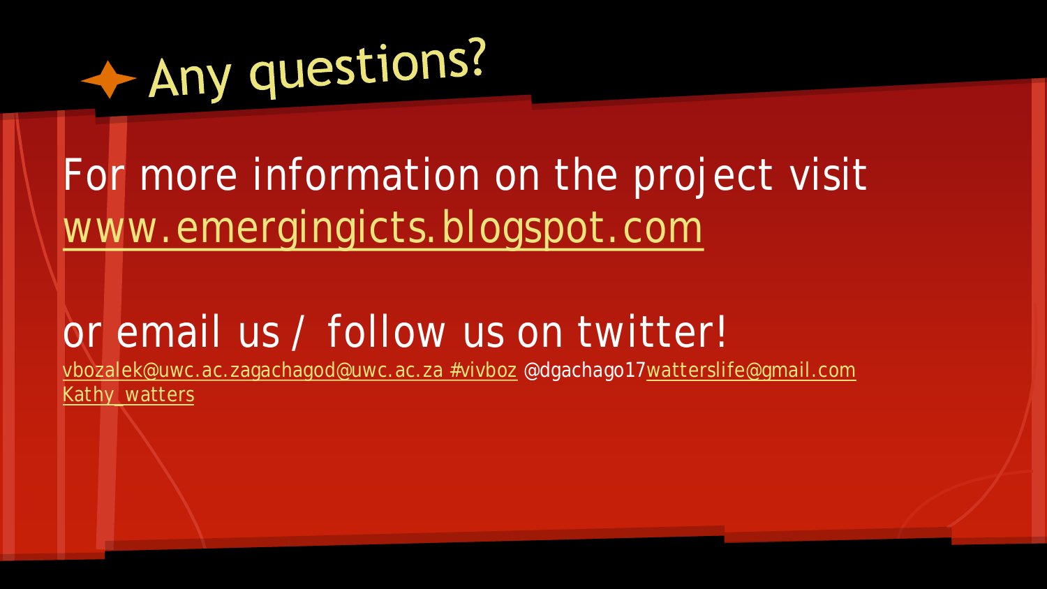# Any questions?

For more information on the project visit www.emergingicts.blogspot.com

or email us / follow us on twitter!

vbozalek@uwc.ac.zagachagod@uwc.ac.za #vivboz @dgachago17watterslife@gmail.com Kathy_watters